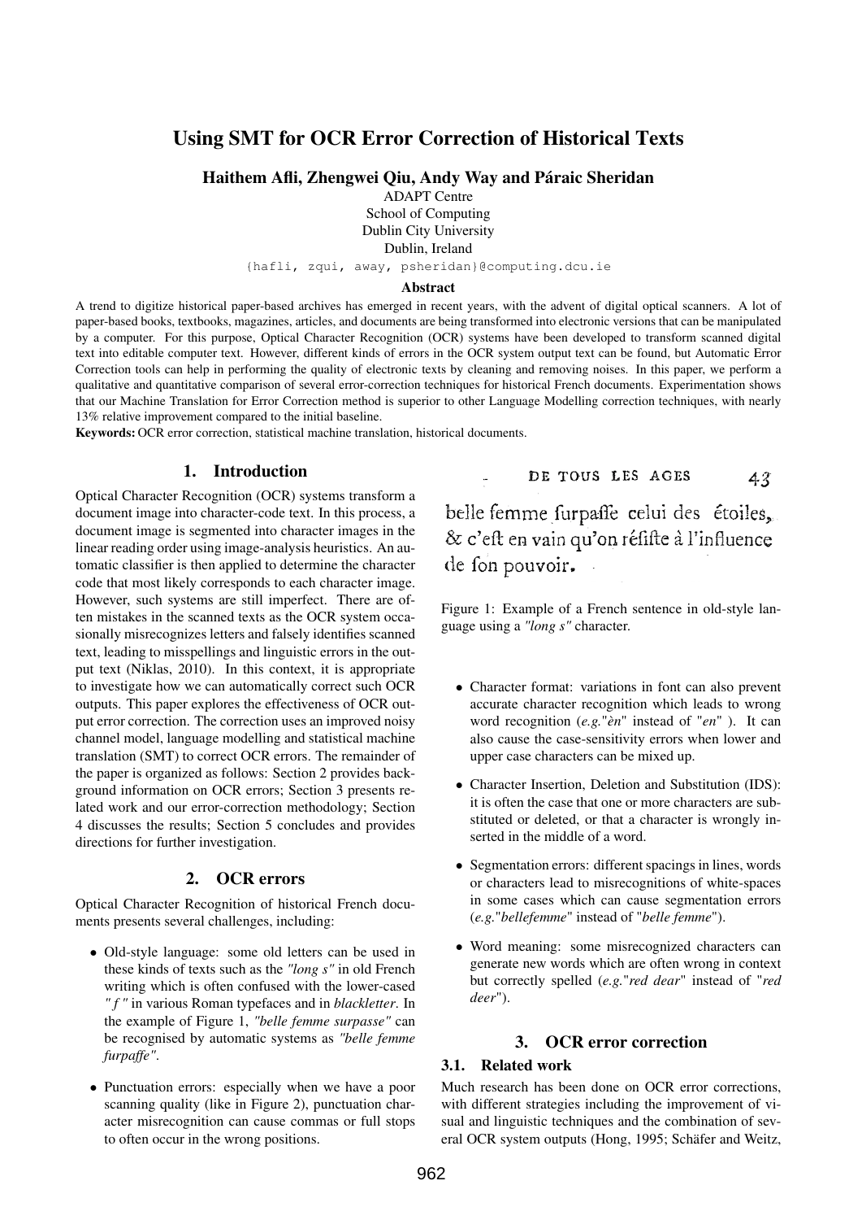# Using SMT for OCR Error Correction of Historical Texts

**Haithem Afli, Zhengwei Qiu, Andy Way and Páraic Sheridan**

ADAPT Centre
School of Computing
Dublin City University
Dublin, Ireland

{hafli, zqui, away, psheridan}@computing.dcu.ie

### Abstract

A trend to digitize historical paper-based archives has emerged in recent years, with the advent of digital optical scanners. A lot of paper-based books, textbooks, magazines, articles, and documents are being transformed into electronic versions that can be manipulated by a computer. For this purpose, Optical Character Recognition (OCR) systems have been developed to transform scanned digital text into editable computer text. However, different kinds of errors in the OCR system output text can be found, but Automatic Error Correction tools can help in performing the quality of electronic texts by cleaning and removing noises. In this paper, we perform a qualitative and quantitative comparison of several error-correction techniques for historical French documents. Experimentation shows that our Machine Translation for Error Correction method is superior to other Language Modelling correction techniques, with nearly 13% relative improvement compared to the initial baseline.

**Keywords:** OCR error correction, statistical machine translation, historical documents.

## 1. Introduction

Optical Character Recognition (OCR) systems transform a document image into character-code text. In this process, a document image is segmented into character images in the linear reading order using image-analysis heuristics. An automatic classifier is then applied to determine the character code that most likely corresponds to each character image. However, such systems are still imperfect. There are often mistakes in the scanned texts as the OCR system occasionally misrecognizes letters and falsely identifies scanned text, leading to misspellings and linguistic errors in the output text (Niklas, 2010). In this context, it is appropriate to investigate how we can automatically correct such OCR outputs. This paper explores the effectiveness of OCR output error correction. The correction uses an improved noisy channel model, language modelling and statistical machine translation (SMT) to correct OCR errors. The remainder of the paper is organized as follows: Section 2 provides background information on OCR errors; Section 3 presents related work and our error-correction methodology; Section 4 discusses the results; Section 5 concludes and provides directions for further investigation.

## 2. OCR errors

Optical Character Recognition of historical French documents presents several challenges, including:

- Old-style language: some old letters can be used in these kinds of texts such as the *"long s"* in old French writing which is often confused with the lower-cased *" f "* in various Roman typefaces and in *blackletter*. In the example of Figure 1, *"belle femme surpasse"* can be recognised by automatic systems as *"belle femme furpaffe"*.
- Punctuation errors: especially when we have a poor scanning quality (like in Figure 2), punctuation character misrecognition can cause commas or full stops to often occur in the wrong positions.

DE TOUS LES AGES 43

belle femme ſurpaſſe celui des étoiles, & c'eſt en vain qu'on réſiſte à l'influence de ſon pouvoir.

Figure 1: Example of a French sentence in old-style language using a *"long s"* character.

- Character format: variations in font can also prevent accurate character recognition which leads to wrong word recognition (*e.g.*"*èn*" instead of "*en*" ). It can also cause the case-sensitivity errors when lower and upper case characters can be mixed up.
- Character Insertion, Deletion and Substitution (IDS): it is often the case that one or more characters are substituted or deleted, or that a character is wrongly inserted in the middle of a word.
- Segmentation errors: different spacings in lines, words or characters lead to misrecognitions of white-spaces in some cases which can cause segmentation errors (*e.g.*"*bellefemme*" instead of "*belle femme*").
- Word meaning: some misrecognized characters can generate new words which are often wrong in context but correctly spelled (*e.g.*"*red dear*" instead of "*red deer*").

## 3. OCR error correction

### 3.1. Related work

Much research has been done on OCR error corrections, with different strategies including the improvement of visual and linguistic techniques and the combination of several OCR system outputs (Hong, 1995; Schäfer and Weitz,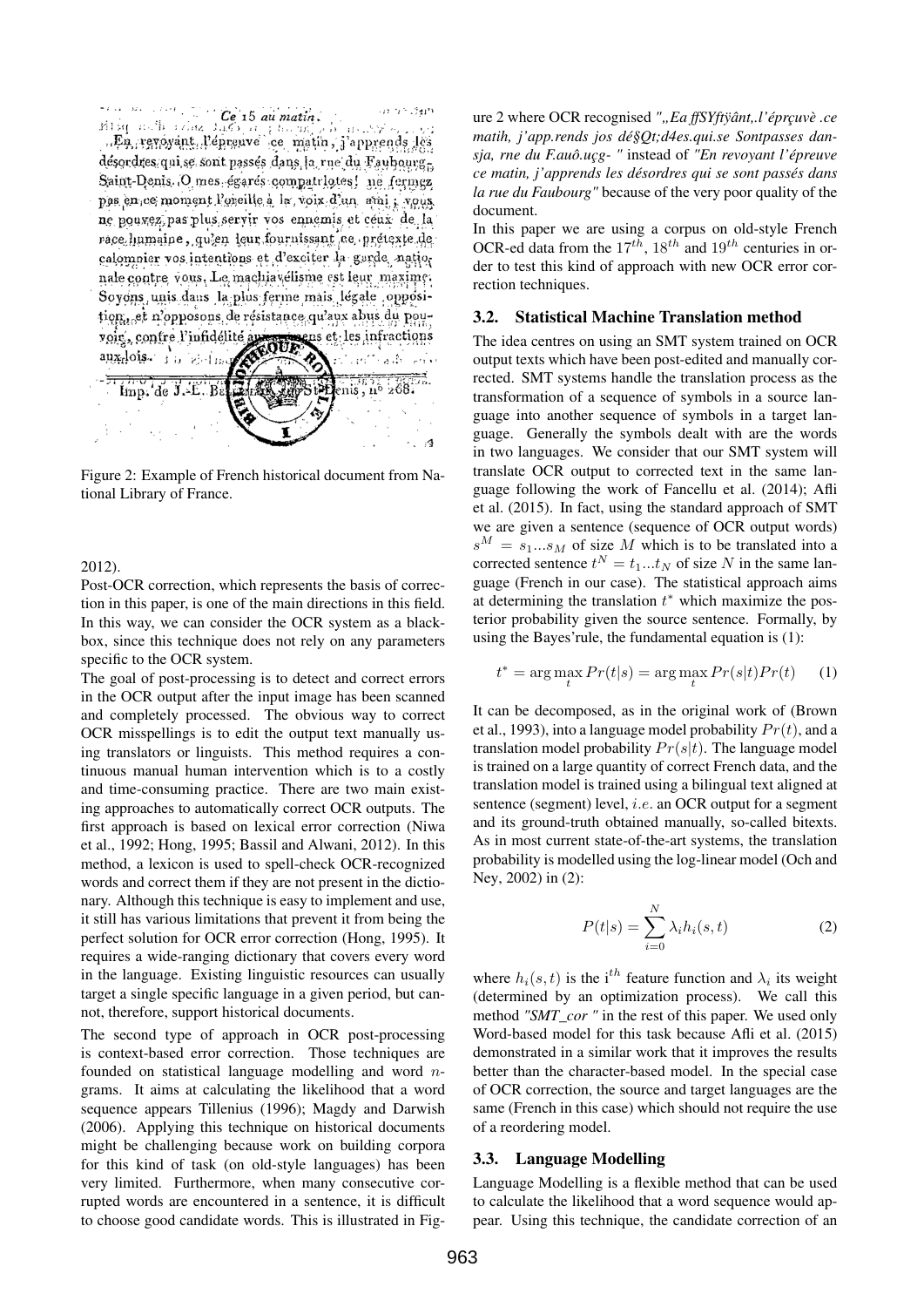Figure 2: Example of French historical document from National Library of France.

2012).

Post-OCR correction, which represents the basis of correction in this paper, is one of the main directions in this field. In this way, we can consider the OCR system as a black-box, since this technique does not rely on any parameters specific to the OCR system.

The goal of post-processing is to detect and correct errors in the OCR output after the input image has been scanned and completely processed. The obvious way to correct OCR misspellings is to edit the output text manually using translators or linguists. This method requires a continuous manual human intervention which is to a costly and time-consuming practice. There are two main existing approaches to automatically correct OCR outputs. The first approach is based on lexical error correction (Niwa et al., 1992; Hong, 1995; Bassil and Alwani, 2012). In this method, a lexicon is used to spell-check OCR-recognized words and correct them if they are not present in the dictionary. Although this technique is easy to implement and use, it still has various limitations that prevent it from being the perfect solution for OCR error correction (Hong, 1995). It requires a wide-ranging dictionary that covers every word in the language. Existing linguistic resources can usually target a single specific language in a given period, but cannot, therefore, support historical documents.

The second type of approach in OCR post-processing is context-based error correction. Those techniques are founded on statistical language modelling and word $n$-grams. It aims at calculating the likelihood that a word sequence appears Tillenius (1996); Magdy and Darwish (2006). Applying this technique on historical documents might be challenging because work on building corpora for this kind of task (on old-style languages) has been very limited. Furthermore, when many consecutive corrupted words are encountered in a sentence, it is difficult to choose good candidate words. This is illustrated in Figure 2 where OCR recognised *",,Ea ffSYftÿânt,.l'éprçuvè .ce matih, j'app.rends jos dé§Qt;d4es.qui.se Sontpasses dansja, rne du F.auô.uçg- "* instead of *"En revoyant l'épreuve ce matin, j'apprends les désordres qui se sont passés dans la rue du Faubourg"* because of the very poor quality of the document.

In this paper we are using a corpus on old-style French OCR-ed data from the $17^{th}$, $18^{th}$ and $19^{th}$ centuries in order to test this kind of approach with new OCR error correction techniques.

### 3.2. Statistical Machine Translation method

The idea centres on using an SMT system trained on OCR output texts which have been post-edited and manually corrected. SMT systems handle the translation process as the transformation of a sequence of symbols in a source language into another sequence of symbols in a target language. Generally the symbols dealt with are the words in two languages. We consider that our SMT system will translate OCR output to corrected text in the same language following the work of Fancellu et al. (2014); Afli et al. (2015). In fact, using the standard approach of SMT we are given a sentence (sequence of OCR output words) $s^M = s_1...s_M$ of size $M$ which is to be translated into a corrected sentence $t^N = t_1...t_N$ of size $N$ in the same language (French in our case). The statistical approach aims at determining the translation $t^*$ which maximize the posterior probability given the source sentence. Formally, by using the Bayes'rule, the fundamental equation is (1):

$$t^* = \arg\max_t Pr(t|s) = \arg\max_t Pr(s|t)Pr(t) \quad (1)$$

It can be decomposed, as in the original work of (Brown et al., 1993), into a language model probability $Pr(t)$, and a translation model probability $Pr(s|t)$. The language model is trained on a large quantity of correct French data, and the translation model is trained using a bilingual text aligned at sentence (segment) level, *i.e.* an OCR output for a segment and its ground-truth obtained manually, so-called bitexts. As in most current state-of-the-art systems, the translation probability is modelled using the log-linear model (Och and Ney, 2002) in (2):

$$P(t|s) = \sum_{i=0}^{N} \lambda_i h_i(s,t) \quad (2)$$

where $h_i(s,t)$ is the i$^{th}$ feature function and $\lambda_i$ its weight (determined by an optimization process). We call this method *"SMT_cor "* in the rest of this paper. We used only Word-based model for this task because Afli et al. (2015) demonstrated in a similar work that it improves the results better than the character-based model. In the special case of OCR correction, the source and target languages are the same (French in this case) which should not require the use of a reordering model.

### 3.3. Language Modelling

Language Modelling is a flexible method that can be used to calculate the likelihood that a word sequence would appear. Using this technique, the candidate correction of an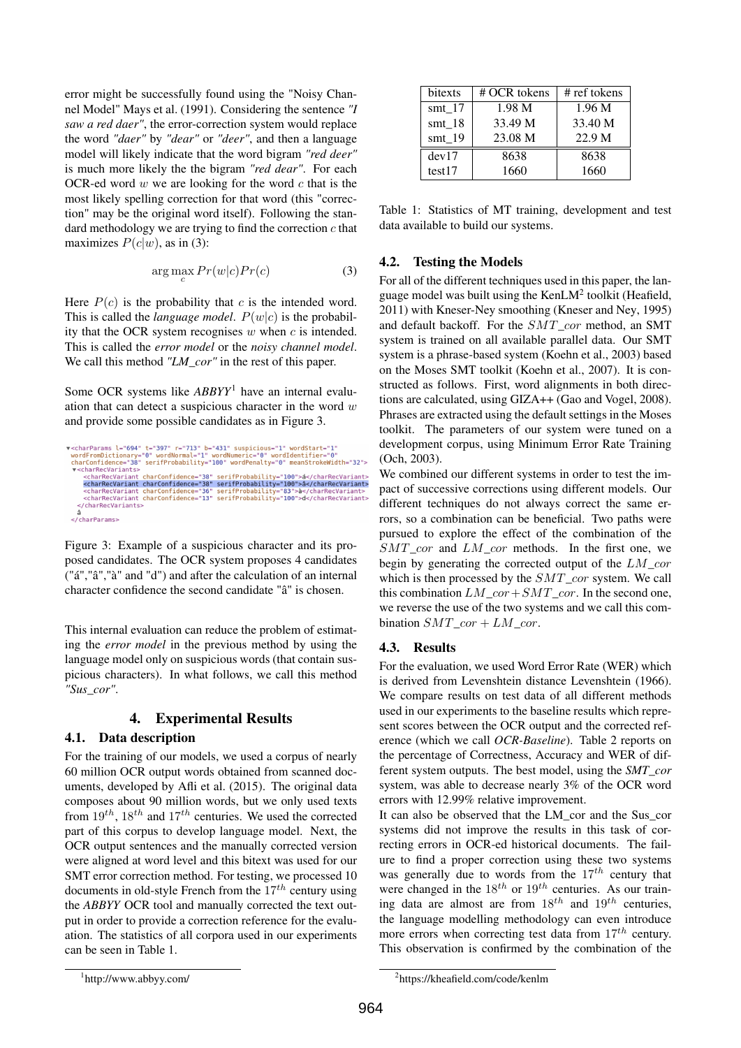error might be successfully found using the "Noisy Channel Model" Mays et al. (1991). Considering the sentence *"I saw a red daer"*, the error-correction system would replace the word *"daer"* by *"dear"* or *"deer"*, and then a language model will likely indicate that the word bigram *"red deer"* is much more likely the the bigram *"red dear"*. For each OCR-ed word $w$ we are looking for the word $c$ that is the most likely spelling correction for that word (this "correction" may be the original word itself). Following the standard methodology we are trying to find the correction $c$ that maximizes $P(c|w)$, as in (3):

$$\arg\max_{c} Pr(w|c)Pr(c) \tag{3}$$

Here $P(c)$ is the probability that $c$ is the intended word. This is called the *language model*. $P(w|c)$ is the probability that the OCR system recognises $w$ when $c$ is intended. This is called the *error model* or the *noisy channel model*. We call this method *"LM_cor"* in the rest of this paper.

Some OCR systems like *ABBYY*[1] have an internal evaluation that can detect a suspicious character in the word $w$ and provide some possible candidates as in Figure 3.

```
▼<charParams l="694" t="397" r="713" b="431" suspicious="1" wordStart="1"
 wordFromDictionary="0" wordNormal="1" wordNumeric="0" wordIdentifier="0"
 charConfidence="38" serifProbability="100" wordPenalty="0" meanStrokeWidth="32">
 ▼<charRecVariants>
   <charRecVariant charConfidence="38" serifProbability="100">á</charRecVariant>
   <charRecVariant charConfidence="38" serifProbability="100">â</charRecVariant>
   <charRecVariant charConfidence="36" serifProbability="83">à</charRecVariant>
   <charRecVariant charConfidence="13" serifProbability="100">d</charRecVariant>
  </charRecVariants>
  â
 </charParams>
```

Figure 3: Example of a suspicious character and its proposed candidates. The OCR system proposes 4 candidates ("á","â","à" and "d") and after the calculation of an internal character confidence the second candidate "â" is chosen.

This internal evaluation can reduce the problem of estimating the *error model* in the previous method by using the language model only on suspicious words (that contain suspicious characters). In what follows, we call this method *"Sus_cor"*.

## 4. Experimental Results

### 4.1. Data description

For the training of our models, we used a corpus of nearly 60 million OCR output words obtained from scanned documents, developed by Afli et al. (2015). The original data composes about 90 million words, but we only used texts from $19^{th}$, $18^{th}$ and $17^{th}$ centuries. We used the corrected part of this corpus to develop language model. Next, the OCR output sentences and the manually corrected version were aligned at word level and this bitext was used for our SMT error correction method. For testing, we processed 10 documents in old-style French from the $17^{th}$ century using the *ABBYY* OCR tool and manually corrected the text output in order to provide a correction reference for the evaluation. The statistics of all corpora used in our experiments can be seen in Table 1.

| bitexts | # OCR tokens | # ref tokens |
|---|---|---|
| smt_17 | 1.98 M | 1.96 M |
| smt_18 | 33.49 M | 33.40 M |
| smt_19 | 23.08 M | 22.9 M |
| dev17 | 8638 | 8638 |
| test17 | 1660 | 1660 |

Table 1: Statistics of MT training, development and test data available to build our systems.

### 4.2. Testing the Models

For all of the different techniques used in this paper, the language model was built using the KenLM[2] toolkit (Heafield, 2011) with Kneser-Ney smoothing (Kneser and Ney, 1995) and default backoff. For the $SMT\_cor$ method, an SMT system is trained on all available parallel data. Our SMT system is a phrase-based system (Koehn et al., 2003) based on the Moses SMT toolkit (Koehn et al., 2007). It is constructed as follows. First, word alignments in both directions are calculated, using GIZA++ (Gao and Vogel, 2008). Phrases are extracted using the default settings in the Moses toolkit. The parameters of our system were tuned on a development corpus, using Minimum Error Rate Training (Och, 2003).

We combined our different systems in order to test the impact of successive corrections using different models. Our different techniques do not always correct the same errors, so a combination can be beneficial. Two paths were pursued to explore the effect of the combination of the $SMT\_cor$ and $LM\_cor$ methods. In the first one, we begin by generating the corrected output of the $LM\_cor$ which is then processed by the $SMT\_cor$ system. We call this combination $LM\_cor + SMT\_cor$. In the second one, we reverse the use of the two systems and we call this combination $SMT\_cor + LM\_cor$.

### 4.3. Results

For the evaluation, we used Word Error Rate (WER) which is derived from Levenshtein distance Levenshtein (1966). We compare results on test data of all different methods used in our experiments to the baseline results which represent scores between the OCR output and the corrected reference (which we call *OCR-Baseline*). Table 2 reports on the percentage of Correctness, Accuracy and WER of different system outputs. The best model, using the ***SMT_cor*** system, was able to decrease nearly 3% of the OCR word errors with 12.99% relative improvement.

It can also be observed that the LM_cor and the Sus_cor systems did not improve the results in this task of correcting errors in OCR-ed historical documents. The failure to find a proper correction using these two systems was generally due to words from the $17^{th}$ century that were changed in the $18^{th}$ or $19^{th}$ centuries. As our training data are almost are from $18^{th}$ and $19^{th}$ centuries, the language modelling methodology can even introduce more errors when correcting test data from $17^{th}$ century. This observation is confirmed by the combination of the

[1] http://www.abbyy.com/

[2] https://kheafield.com/code/kenlm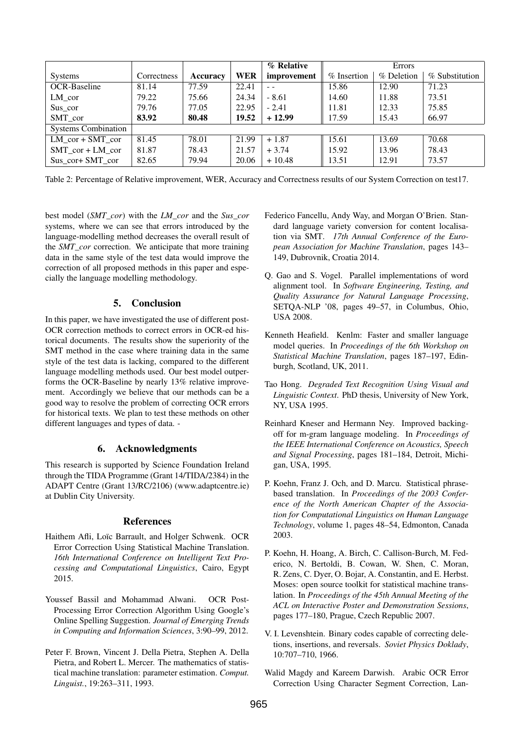| Systems | Correctness | **Accuracy** | **WER** | **% Relative improvement** | Errors % Insertion | % Deletion | % Substitution |
|---|---|---|---|---|---|---|---|
| OCR-Baseline | 81.14 | 77.59 | 22.41 | - - | 15.86 | 12.90 | 71.23 |
| LM_cor | 79.22 | 75.66 | 24.34 | - 8.61 | 14.60 | 11.88 | 73.51 |
| Sus_cor | 79.76 | 77.05 | 22.95 | - 2.41 | 11.81 | 12.33 | 75.85 |
| SMT_cor | **83.92** | **80.48** | **19.52** | **+ 12.99** | 17.59 | 15.43 | 66.97 |
| Systems Combination | | | | | | | |
| LM_cor + SMT_cor | 81.45 | 78.01 | 21.99 | + 1.87 | 15.61 | 13.69 | 70.68 |
| SMT_cor + LM_cor | 81.87 | 78.43 | 21.57 | + 3.74 | 15.92 | 13.96 | 78.43 |
| Sus_cor+ SMT_cor | 82.65 | 79.94 | 20.06 | + 10.48 | 13.51 | 12.91 | 73.57 |

Table 2: Percentage of Relative improvement, WER, Accuracy and Correctness results of our System Correction on test17.

best model (*SMT_cor*) with the *LM_cor* and the *Sus_cor* systems, where we can see that errors introduced by the language-modelling method decreases the overall result of the *SMT_cor* correction. We anticipate that more training data in the same style of the test data would improve the correction of all proposed methods in this paper and especially the language modelling methodology.

## 5. Conclusion

In this paper, we have investigated the use of different post-OCR correction methods to correct errors in OCR-ed historical documents. The results show the superiority of the SMT method in the case where training data in the same style of the test data is lacking, compared to the different language modelling methods used. Our best model outperforms the OCR-Baseline by nearly 13% relative improvement. Accordingly we believe that our methods can be a good way to resolve the problem of correcting OCR errors for historical texts. We plan to test these methods on other different languages and types of data. -

## 6. Acknowledgments

This research is supported by Science Foundation Ireland through the TIDA Programme (Grant 14/TIDA/2384) in the ADAPT Centre (Grant 13/RC/2106) (www.adaptcentre.ie) at Dublin City University.

## References

Haithem Afli, Loïc Barrault, and Holger Schwenk. OCR Error Correction Using Statistical Machine Translation. *16th International Conference on Intelligent Text Processing and Computational Linguistics*, Cairo, Egypt 2015.

Youssef Bassil and Mohammad Alwani. OCR Post-Processing Error Correction Algorithm Using Google's Online Spelling Suggestion. *Journal of Emerging Trends in Computing and Information Sciences*, 3:90–99, 2012.

Peter F. Brown, Vincent J. Della Pietra, Stephen A. Della Pietra, and Robert L. Mercer. The mathematics of statistical machine translation: parameter estimation. *Comput. Linguist.*, 19:263–311, 1993.

Federico Fancellu, Andy Way, and Morgan O'Brien. Standard language variety conversion for content localisation via SMT. *17th Annual Conference of the European Association for Machine Translation*, pages 143–149, Dubrovnik, Croatia 2014.

Q. Gao and S. Vogel. Parallel implementations of word alignment tool. In *Software Engineering, Testing, and Quality Assurance for Natural Language Processing*, SETQA-NLP '08, pages 49–57, in Columbus, Ohio, USA 2008.

Kenneth Heafield. Kenlm: Faster and smaller language model queries. In *Proceedings of the 6th Workshop on Statistical Machine Translation*, pages 187–197, Edinburgh, Scotland, UK, 2011.

Tao Hong. *Degraded Text Recognition Using Visual and Linguistic Context*. PhD thesis, University of New York, NY, USA 1995.

Reinhard Kneser and Hermann Ney. Improved backing-off for m-gram language modeling. In *Proceedings of the IEEE International Conference on Acoustics, Speech and Signal Processing*, pages 181–184, Detroit, Michigan, USA, 1995.

P. Koehn, Franz J. Och, and D. Marcu. Statistical phrase-based translation. In *Proceedings of the 2003 Conference of the North American Chapter of the Association for Computational Linguistics on Human Language Technology*, volume 1, pages 48–54, Edmonton, Canada 2003.

P. Koehn, H. Hoang, A. Birch, C. Callison-Burch, M. Federico, N. Bertoldi, B. Cowan, W. Shen, C. Moran, R. Zens, C. Dyer, O. Bojar, A. Constantin, and E. Herbst. Moses: open source toolkit for statistical machine translation. In *Proceedings of the 45th Annual Meeting of the ACL on Interactive Poster and Demonstration Sessions*, pages 177–180, Prague, Czech Republic 2007.

V. I. Levenshtein. Binary codes capable of correcting deletions, insertions, and reversals. *Soviet Physics Doklady*, 10:707–710, 1966.

Walid Magdy and Kareem Darwish. Arabic OCR Error Correction Using Character Segment Correction, Lan-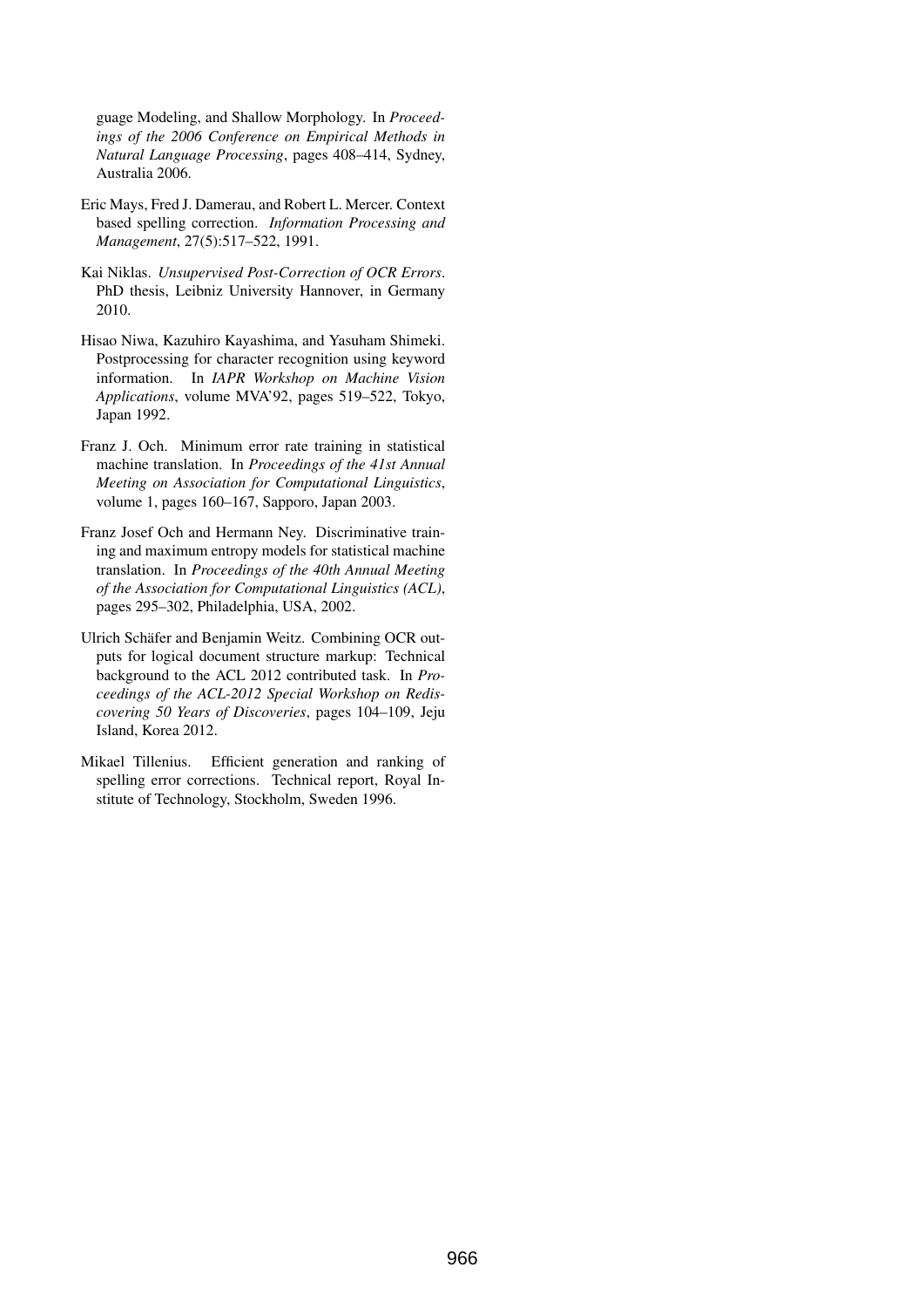guage Modeling, and Shallow Morphology. In *Proceedings of the 2006 Conference on Empirical Methods in Natural Language Processing*, pages 408–414, Sydney, Australia 2006.

Eric Mays, Fred J. Damerau, and Robert L. Mercer. Context based spelling correction. *Information Processing and Management*, 27(5):517–522, 1991.

Kai Niklas. *Unsupervised Post-Correction of OCR Errors*. PhD thesis, Leibniz University Hannover, in Germany 2010.

Hisao Niwa, Kazuhiro Kayashima, and Yasuham Shimeki. Postprocessing for character recognition using keyword information. In *IAPR Workshop on Machine Vision Applications*, volume MVA'92, pages 519–522, Tokyo, Japan 1992.

Franz J. Och. Minimum error rate training in statistical machine translation. In *Proceedings of the 41st Annual Meeting on Association for Computational Linguistics*, volume 1, pages 160–167, Sapporo, Japan 2003.

Franz Josef Och and Hermann Ney. Discriminative training and maximum entropy models for statistical machine translation. In *Proceedings of the 40th Annual Meeting of the Association for Computational Linguistics (ACL)*, pages 295–302, Philadelphia, USA, 2002.

Ulrich Schäfer and Benjamin Weitz. Combining OCR outputs for logical document structure markup: Technical background to the ACL 2012 contributed task. In *Proceedings of the ACL-2012 Special Workshop on Rediscovering 50 Years of Discoveries*, pages 104–109, Jeju Island, Korea 2012.

Mikael Tillenius. Efficient generation and ranking of spelling error corrections. Technical report, Royal Institute of Technology, Stockholm, Sweden 1996.